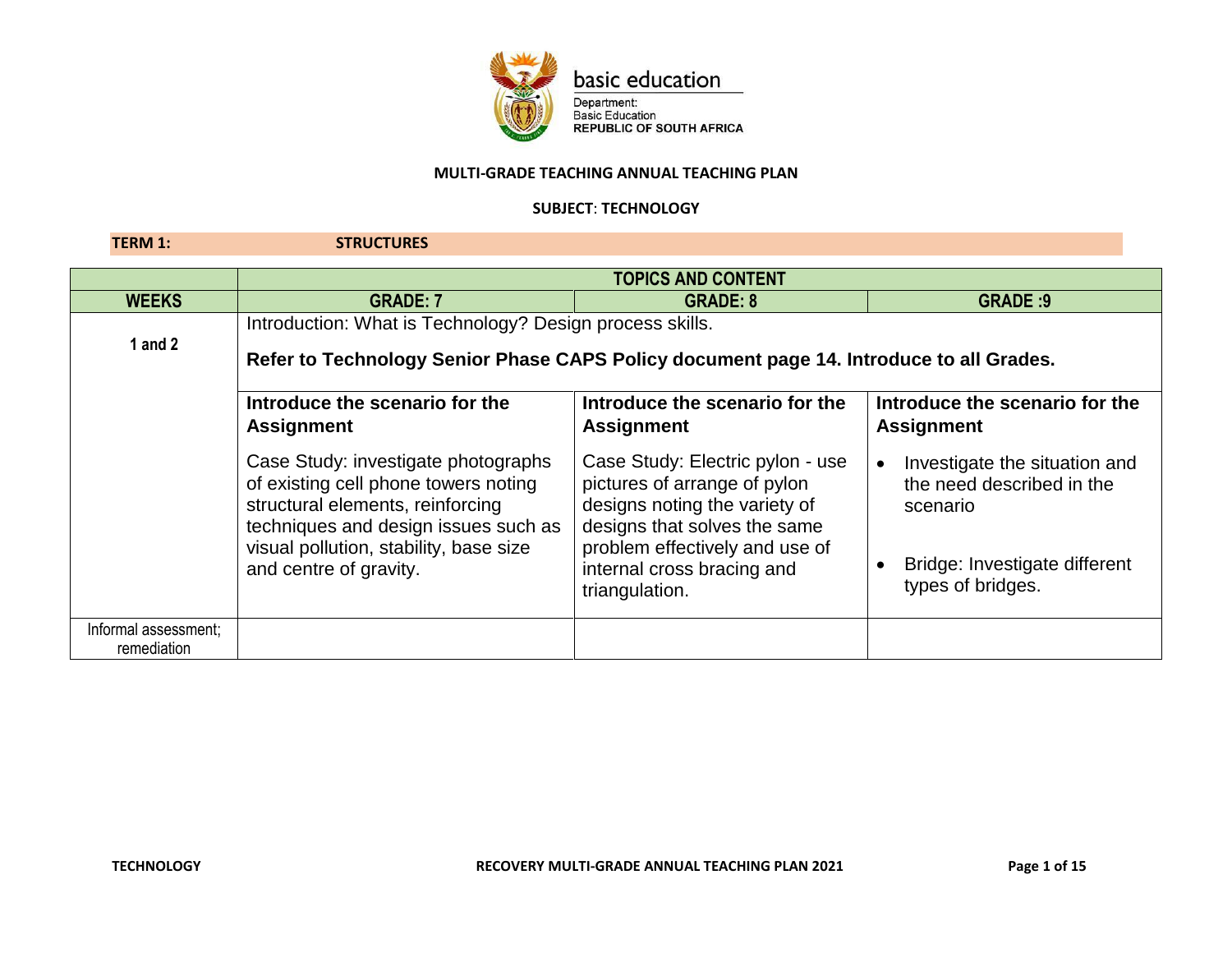basic education

Department:
Basic Education
REPUBLIC OF SOUTH AFRICA

**MULTI-GRADE TEACHING ANNUAL TEACHING PLAN**

**SUBJECT: TECHNOLOGY**

**TERM 1: STRUCTURES**

| | TOPICS AND CONTENT | | |
|---|---|---|---|
| **WEEKS** | **GRADE: 7** | **GRADE: 8** | **GRADE :9** |
| **1 and 2** | Introduction: What is Technology? Design process skills.<br><br>**Refer to Technology Senior Phase CAPS Policy document page 14. Introduce to all Grades.** | | |
| | **Introduce the scenario for the Assignment**<br><br>Case Study: investigate photographs of existing cell phone towers noting structural elements, reinforcing techniques and design issues such as visual pollution, stability, base size and centre of gravity. | **Introduce the scenario for the Assignment**<br><br>Case Study: Electric pylon - use pictures of arrange of pylon designs noting the variety of designs that solves the same problem effectively and use of internal cross bracing and triangulation. | **Introduce the scenario for the Assignment**<br><br>• Investigate the situation and the need described in the scenario<br><br>• Bridge: Investigate different types of bridges. |
| Informal assessment; remediation | | | |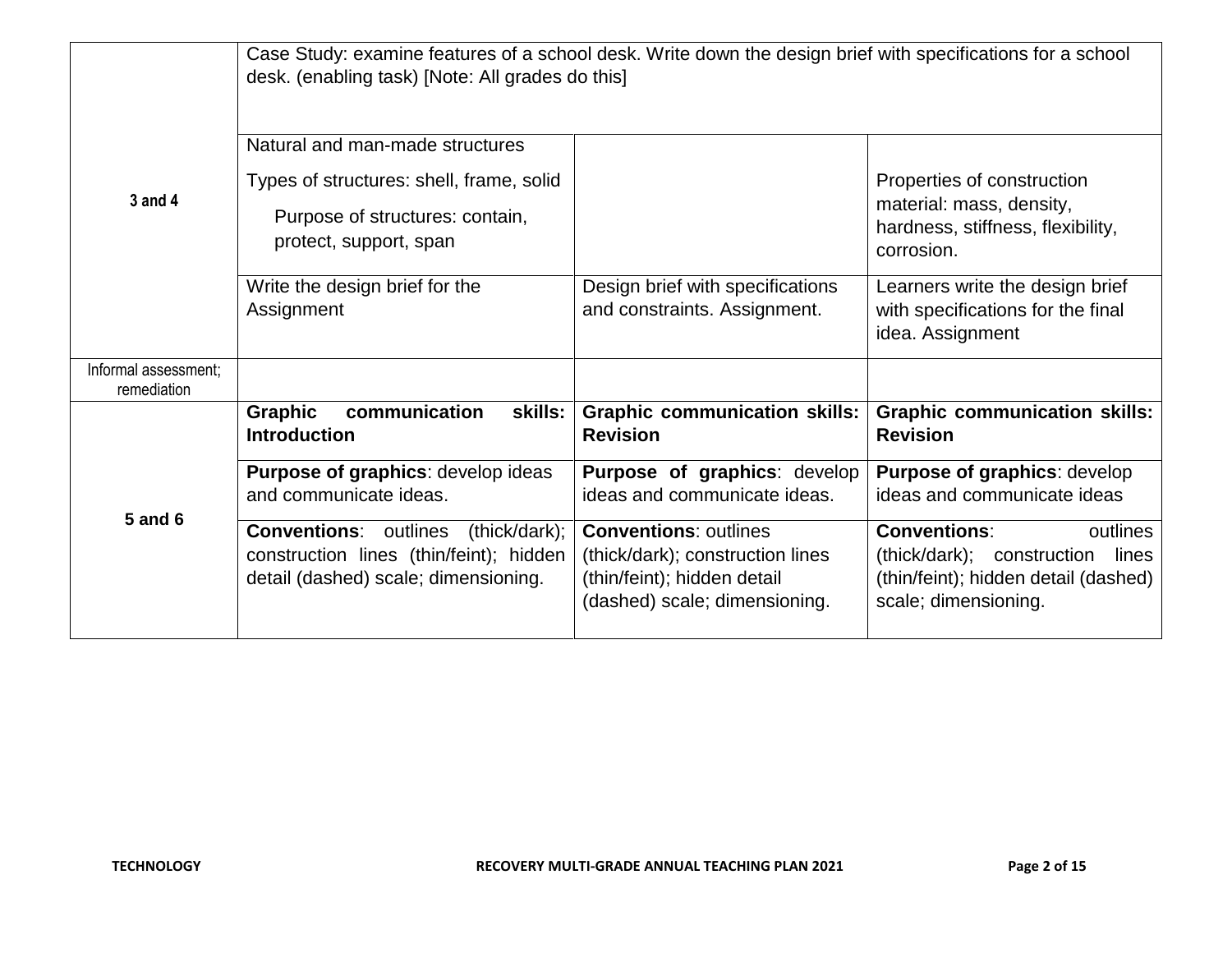| | | | |
|---|---|---|---|
| 3 and 4 | Case Study: examine features of a school desk. Write down the design brief with specifications for a school desk. (enabling task) [Note: All grades do this] | | |
| | Natural and man-made structures<br>Types of structures: shell, frame, solid<br>Purpose of structures: contain, protect, support, span | | Properties of construction material: mass, density, hardness, stiffness, flexibility, corrosion. |
| | Write the design brief for the Assignment | Design brief with specifications and constraints. Assignment. | Learners write the design brief with specifications for the final idea. Assignment |
| Informal assessment; remediation | | | |
| 5 and 6 | **Graphic communication skills: Introduction** | **Graphic communication skills: Revision** | **Graphic communication skills: Revision** |
| | **Purpose of graphics**: develop ideas and communicate ideas. | **Purpose of graphics**: develop ideas and communicate ideas. | **Purpose of graphics**: develop ideas and communicate ideas |
| | **Conventions**: outlines (thick/dark); construction lines (thin/feint); hidden detail (dashed) scale; dimensioning. | **Conventions**: outlines (thick/dark); construction lines (thin/feint); hidden detail (dashed) scale; dimensioning. | **Conventions**: outlines (thick/dark); construction lines (thin/feint); hidden detail (dashed) scale; dimensioning. |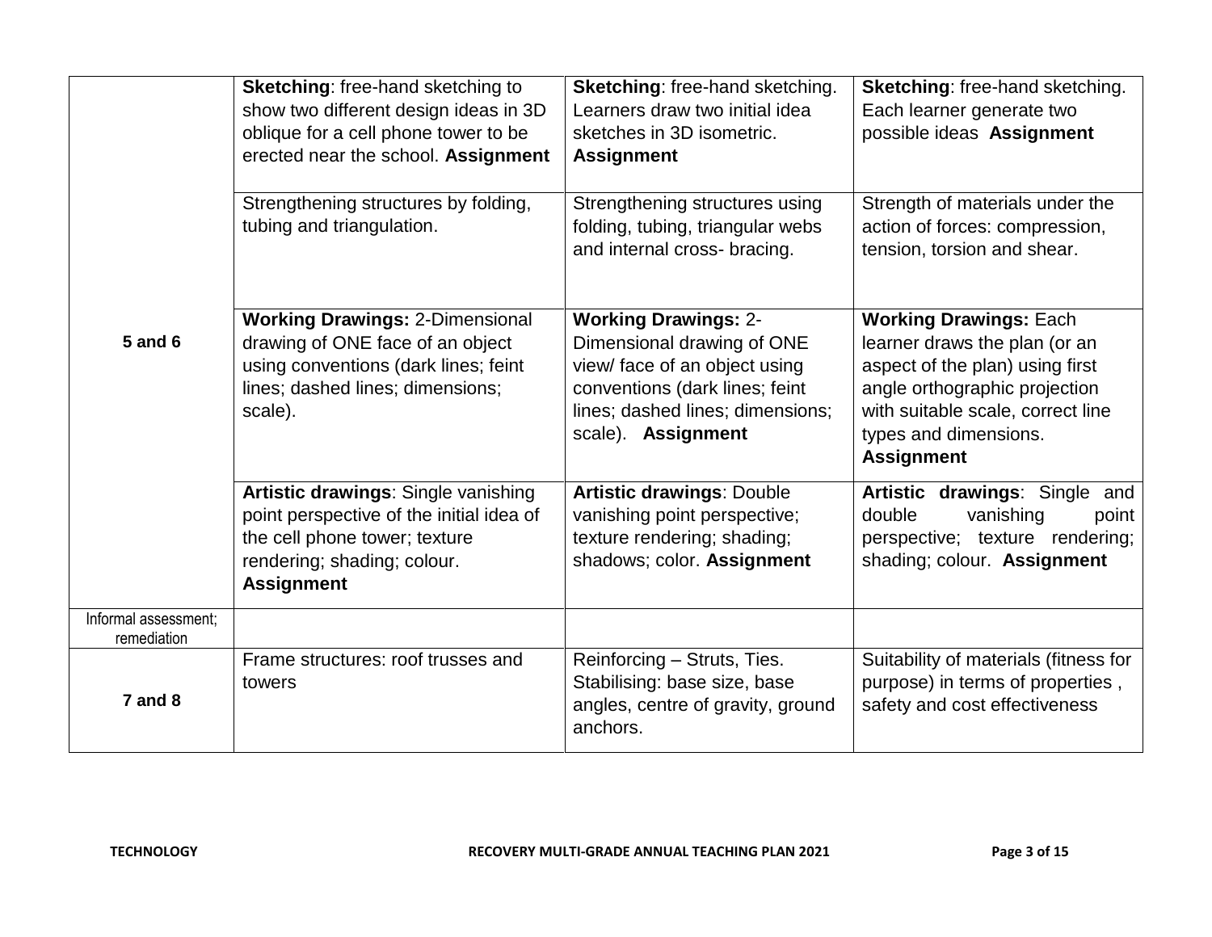| | | | |
|---|---|---|---|
| **5 and 6** | **Sketching**: free-hand sketching to show two different design ideas in 3D oblique for a cell phone tower to be erected near the school. **Assignment** | **Sketching**: free-hand sketching. Learners draw two initial idea sketches in 3D isometric. **Assignment** | **Sketching**: free-hand sketching. Each learner generate two possible ideas **Assignment** |
| | Strengthening structures by folding, tubing and triangulation. | Strengthening structures using folding, tubing, triangular webs and internal cross- bracing. | Strength of materials under the action of forces: compression, tension, torsion and shear. |
| | **Working Drawings:** 2-Dimensional drawing of ONE face of an object using conventions (dark lines; feint lines; dashed lines; dimensions; scale). | **Working Drawings:** 2-Dimensional drawing of ONE view/ face of an object using conventions (dark lines; feint lines; dashed lines; dimensions; scale). **Assignment** | **Working Drawings:** Each learner draws the plan (or an aspect of the plan) using first angle orthographic projection with suitable scale, correct line types and dimensions. **Assignment** |
| | **Artistic drawings**: Single vanishing point perspective of the initial idea of the cell phone tower; texture rendering; shading; colour. **Assignment** | **Artistic drawings**: Double vanishing point perspective; texture rendering; shading; shadows; color. **Assignment** | **Artistic drawings**: Single and double vanishing point perspective; texture rendering; shading; colour. **Assignment** |
| Informal assessment; remediation | | | |
| **7 and 8** | Frame structures: roof trusses and towers | Reinforcing – Struts, Ties. Stabilising: base size, base angles, centre of gravity, ground anchors. | Suitability of materials (fitness for purpose) in terms of properties , safety and cost effectiveness |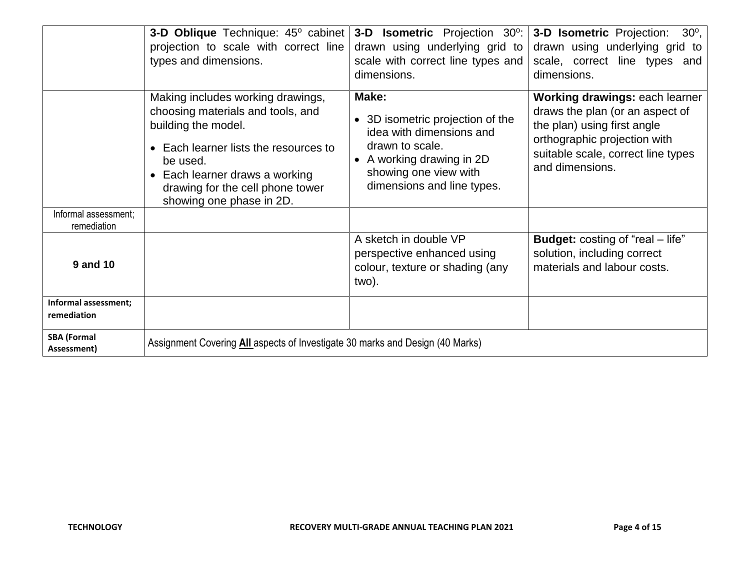| | | | |
|---|---|---|---|
| | **3-D Oblique** Technique: 45$^o$ cabinet projection to scale with correct line types and dimensions. | **3-D Isometric** Projection 30$^o$: drawn using underlying grid to scale with correct line types and dimensions. | **3-D Isometric** Projection: 30$^o$, drawn using underlying grid to scale, correct line types and dimensions. |
| | Making includes working drawings, choosing materials and tools, and building the model.<br>• Each learner lists the resources to be used.<br>• Each learner draws a working drawing for the cell phone tower showing one phase in 2D. | **Make:**<br>• 3D isometric projection of the idea with dimensions and drawn to scale.<br>• A working drawing in 2D showing one view with dimensions and line types. | **Working drawings:** each learner draws the plan (or an aspect of the plan) using first angle orthographic projection with suitable scale, correct line types and dimensions. |
| Informal assessment; remediation | | | |
| **9 and 10** | | A sketch in double VP perspective enhanced using colour, texture or shading (any two). | **Budget:** costing of "real – life" solution, including correct materials and labour costs. |
| **Informal assessment; remediation** | | | |
| **SBA (Formal Assessment)** | Assignment Covering **All** aspects of Investigate 30 marks and Design (40 Marks) | | |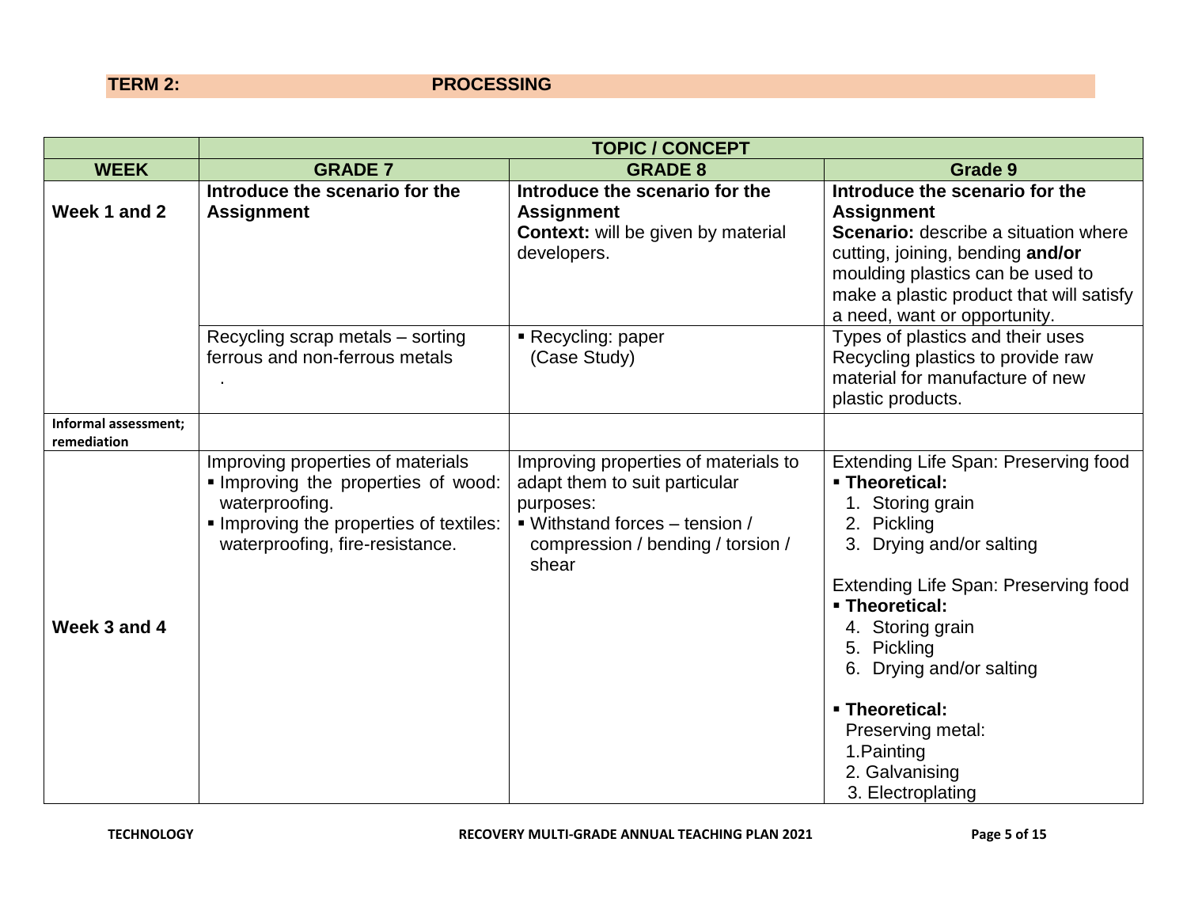**TERM 2: PROCESSING**

| | TOPIC / CONCEPT | | |
|---|---|---|---|
| **WEEK** | **GRADE 7** | **GRADE 8** | **Grade 9** |
| **Week 1 and 2** | **Introduce the scenario for the Assignment** | **Introduce the scenario for the Assignment**<br>**Context:** will be given by material developers. | **Introduce the scenario for the Assignment**<br>**Scenario:** describe a situation where cutting, joining, bending **and/or** moulding plastics can be used to make a plastic product that will satisfy a need, want or opportunity. |
| | Recycling scrap metals – sorting ferrous and non-ferrous metals<br>. | ▪ Recycling: paper (Case Study) | Types of plastics and their uses<br>Recycling plastics to provide raw material for manufacture of new plastic products. |
| **Informal assessment; remediation** | | | |
| **Week 3 and 4** | Improving properties of materials<br>▪ Improving the properties of wood: waterproofing.<br>▪ Improving the properties of textiles: waterproofing, fire-resistance. | Improving properties of materials to adapt them to suit particular purposes:<br>▪ Withstand forces – tension / compression / bending / torsion / shear | Extending Life Span: Preserving food<br>▪ **Theoretical:**<br>1. Storing grain<br>2. Pickling<br>3. Drying and/or salting<br><br>Extending Life Span: Preserving food<br>▪ **Theoretical:**<br>4. Storing grain<br>5. Pickling<br>6. Drying and/or salting<br><br>▪ **Theoretical:**<br>Preserving metal:<br>1.Painting<br>2. Galvanising<br>3. Electroplating |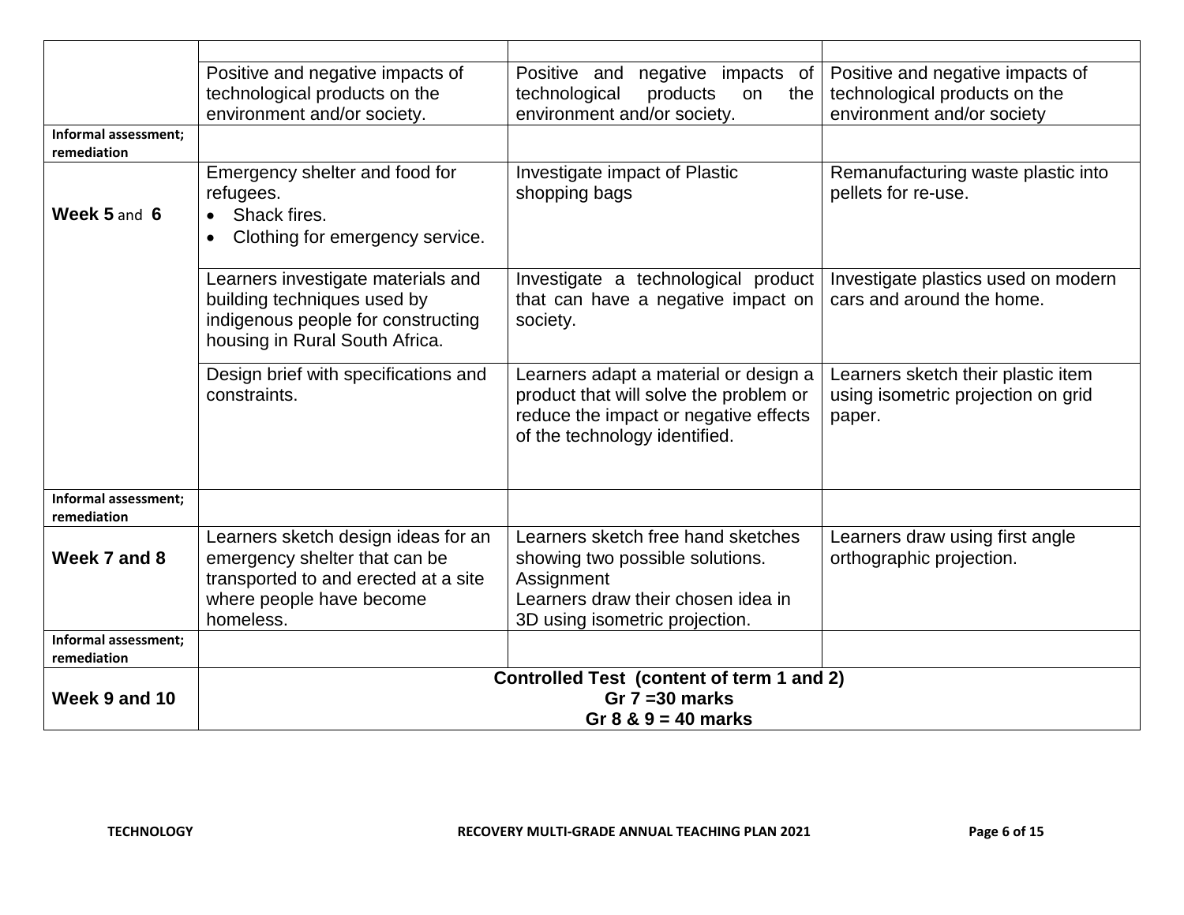| | | | |
|---|---|---|---|
| | | | |
| | Positive and negative impacts of technological products on the environment and/or society. | Positive and negative impacts of technological products on the environment and/or society. | Positive and negative impacts of technological products on the environment and/or society |
| **Informal assessment; remediation** | | | |
| **Week 5** and **6** | Emergency shelter and food for refugees.<br>• Shack fires.<br>• Clothing for emergency service. | Investigate impact of Plastic shopping bags | Remanufacturing waste plastic into pellets for re-use. |
| | Learners investigate materials and building techniques used by indigenous people for constructing housing in Rural South Africa. | Investigate a technological product that can have a negative impact on society. | Investigate plastics used on modern cars and around the home. |
| | Design brief with specifications and constraints. | Learners adapt a material or design a product that will solve the problem or reduce the impact or negative effects of the technology identified. | Learners sketch their plastic item using isometric projection on grid paper. |
| **Informal assessment; remediation** | | | |
| **Week 7 and 8** | Learners sketch design ideas for an emergency shelter that can be transported to and erected at a site where people have become homeless. | Learners sketch free hand sketches showing two possible solutions.<br>Assignment<br>Learners draw their chosen idea in 3D using isometric projection. | Learners draw using first angle orthographic projection. |
| **Informal assessment; remediation** | | | |
| **Week 9 and 10** | **Controlled Test (content of term 1 and 2)<br>Gr 7 =30 marks<br>Gr 8 & 9 = 40 marks** | | |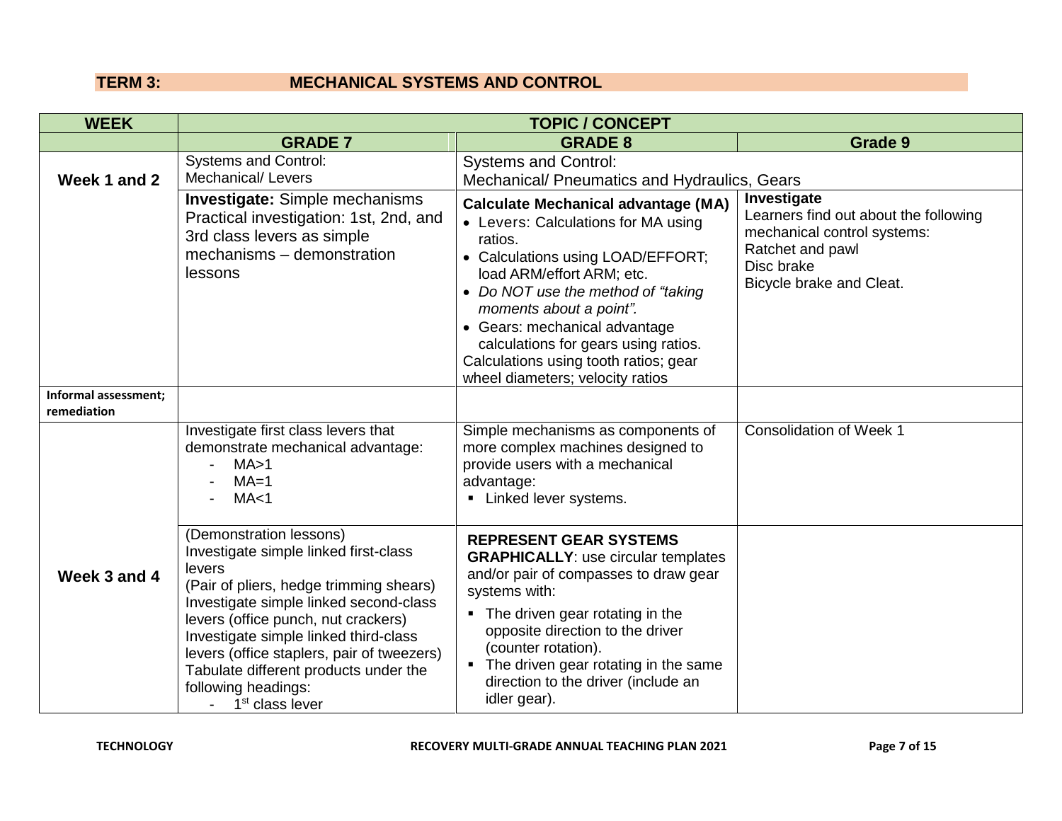## TERM 3: MECHANICAL SYSTEMS AND CONTROL

| WEEK | TOPIC / CONCEPT | | |
|---|---|---|---|
| | **GRADE 7** | **GRADE 8** | **Grade 9** |
| **Week 1 and 2** | Systems and Control:<br>Mechanical/ Levers | Systems and Control:<br>Mechanical/ Pneumatics and Hydraulics, Gears | |
| | **Investigate:** Simple mechanisms<br>Practical investigation: 1st, 2nd, and 3rd class levers as simple mechanisms – demonstration lessons | **Calculate Mechanical advantage (MA)**<br>• Levers: Calculations for MA using ratios.<br>• Calculations using LOAD/EFFORT; load ARM/effort ARM; etc.<br>• *Do NOT use the method of "taking moments about a point".*<br>• Gears: mechanical advantage calculations for gears using ratios.<br>Calculations using tooth ratios; gear wheel diameters; velocity ratios | **Investigate**<br>Learners find out about the following mechanical control systems:<br>Ratchet and pawl<br>Disc brake<br>Bicycle brake and Cleat. |
| **Informal assessment; remediation** | | | |
| **Week 3 and 4** | Investigate first class levers that demonstrate mechanical advantage:<br>- MA>1<br>- MA=1<br>- MA<1 | Simple mechanisms as components of more complex machines designed to provide users with a mechanical advantage:<br>▪ Linked lever systems. | Consolidation of Week 1 |
| | (Demonstration lessons)<br>Investigate simple linked first-class levers<br>(Pair of pliers, hedge trimming shears)<br>Investigate simple linked second-class levers (office punch, nut crackers)<br>Investigate simple linked third-class levers (office staplers, pair of tweezers)<br>Tabulate different products under the following headings:<br>- 1st class lever | **REPRESENT GEAR SYSTEMS GRAPHICALLY**: use circular templates and/or pair of compasses to draw gear systems with:<br>▪ The driven gear rotating in the opposite direction to the driver (counter rotation).<br>▪ The driven gear rotating in the same direction to the driver (include an idler gear). | |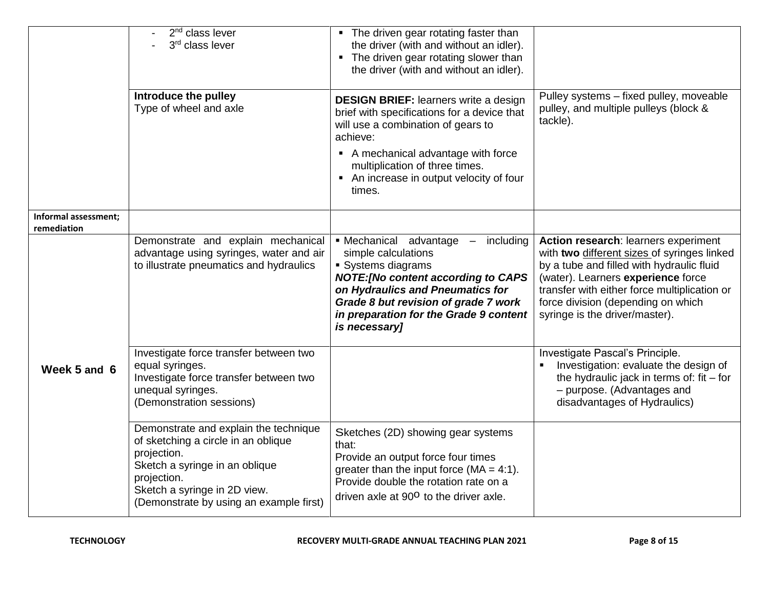| | | | |
|---|---|---|---|
| | - 2nd class lever<br>- 3rd class lever | ▪ The driven gear rotating faster than the driver (with and without an idler).<br>▪ The driven gear rotating slower than the driver (with and without an idler). | |
| | **Introduce the pulley**<br>Type of wheel and axle | **DESIGN BRIEF:** learners write a design brief with specifications for a device that will use a combination of gears to achieve:<br>▪ A mechanical advantage with force multiplication of three times.<br>▪ An increase in output velocity of four times. | Pulley systems – fixed pulley, moveable pulley, and multiple pulleys (block & tackle). |
| **Informal assessment; remediation** | | | |
| **Week 5 and 6** | Demonstrate and explain mechanical advantage using syringes, water and air to illustrate pneumatics and hydraulics | ▪ Mechanical advantage – including simple calculations<br>▪ Systems diagrams<br>***NOTE:[No content according to CAPS on Hydraulics and Pneumatics for Grade 8 but revision of grade 7 work in preparation for the Grade 9 content is necessary]*** | **Action research**: learners experiment with **two** different sizes of syringes linked by a tube and filled with hydraulic fluid (water). Learners **experience** force transfer with either force multiplication or force division (depending on which syringe is the driver/master). |
| | Investigate force transfer between two equal syringes.<br>Investigate force transfer between two unequal syringes.<br>(Demonstration sessions) | | Investigate Pascal's Principle.<br>▪ Investigation: evaluate the design of the hydraulic jack in terms of: fit – for – purpose. (Advantages and disadvantages of Hydraulics) |
| | Demonstrate and explain the technique of sketching a circle in an oblique projection.<br>Sketch a syringe in an oblique projection.<br>Sketch a syringe in 2D view.<br>(Demonstrate by using an example first) | Sketches (2D) showing gear systems that:<br>Provide an output force four times greater than the input force (MA = 4:1).<br>Provide double the rotation rate on a driven axle at $90^{o}$ to the driver axle. | |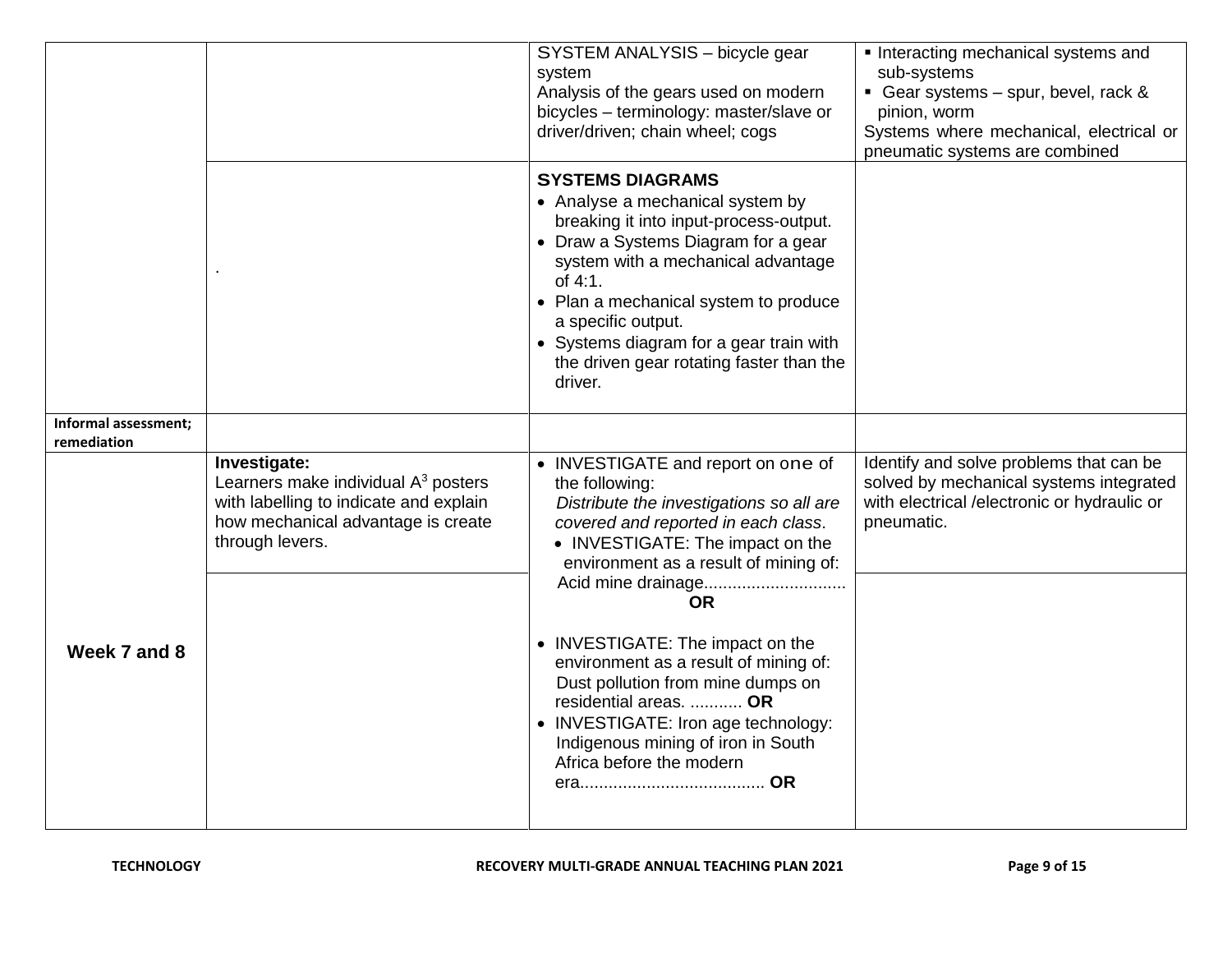|  |  |  |  |
|---|---|---|---|
|  |  | SYSTEM ANALYSIS – bicycle gear system<br>Analysis of the gears used on modern bicycles – terminology: master/slave or driver/driven; chain wheel; cogs | ▪ Interacting mechanical systems and sub-systems<br>▪ Gear systems – spur, bevel, rack & pinion, worm<br>Systems where mechanical, electrical or pneumatic systems are combined |
|  | . | **SYSTEMS DIAGRAMS**<br>• Analyse a mechanical system by breaking it into input-process-output.<br>• Draw a Systems Diagram for a gear system with a mechanical advantage of 4:1.<br>• Plan a mechanical system to produce a specific output.<br>• Systems diagram for a gear train with the driven gear rotating faster than the driver. |  |
| **Informal assessment; remediation** |  |  |  |
| **Week 7 and 8** | **Investigate:**<br>Learners make individual $A^3$ posters with labelling to indicate and explain how mechanical advantage is create through levers. | • INVESTIGATE and report on one of the following:<br>*Distribute the investigations so all are covered and reported in each class*.<br>• INVESTIGATE: The impact on the environment as a result of mining of: Acid mine drainage.............................. **OR**<br>• INVESTIGATE: The impact on the environment as a result of mining of: Dust pollution from mine dumps on residential areas. ........... **OR**<br>• INVESTIGATE: Iron age technology: Indigenous mining of iron in South Africa before the modern era....................................... **OR** | Identify and solve problems that can be solved by mechanical systems integrated with electrical /electronic or hydraulic or pneumatic. |
|  |  |  |  |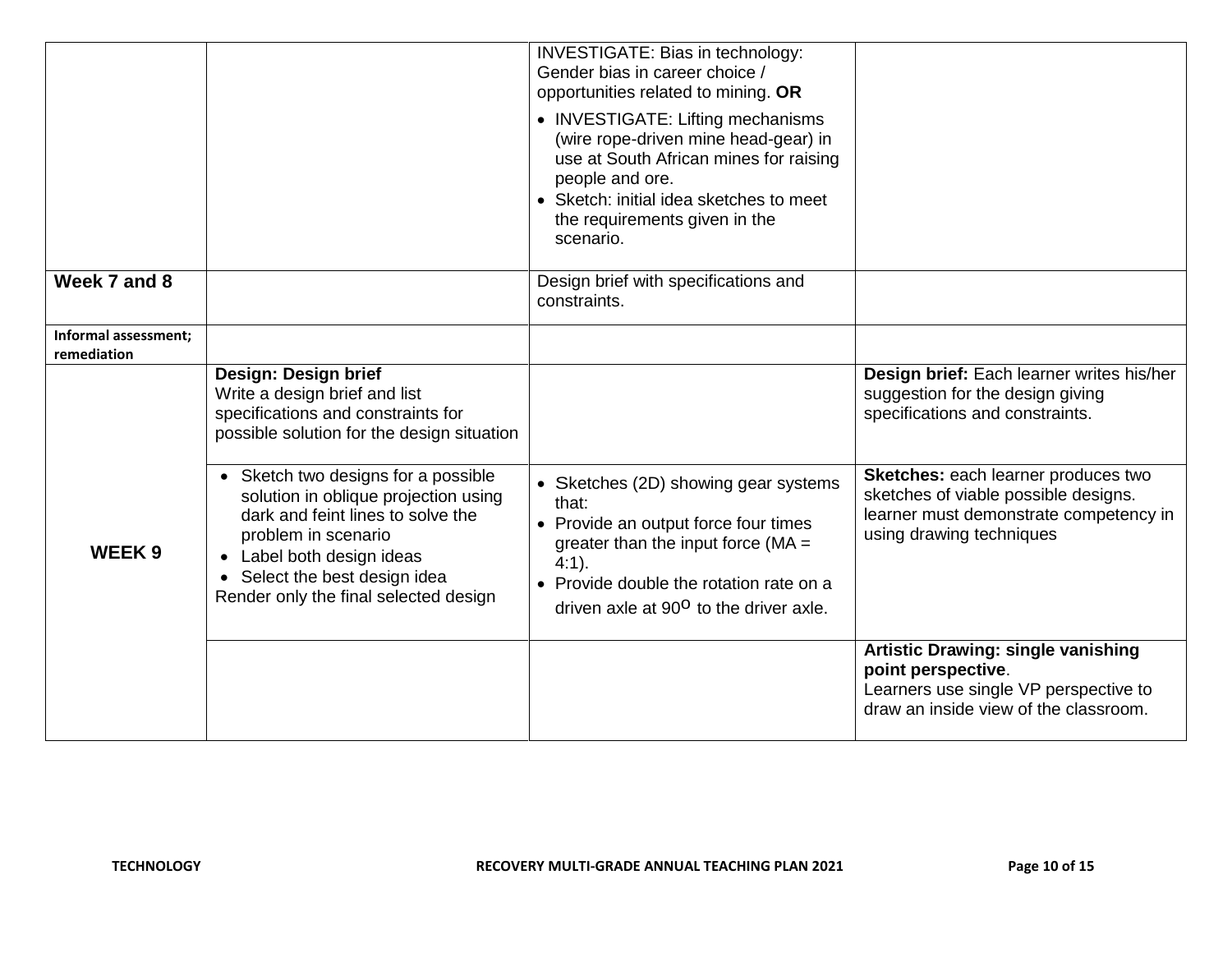| | | | |
|---|---|---|---|
| | | INVESTIGATE: Bias in technology: Gender bias in career choice / opportunities related to mining. **OR**<br>• INVESTIGATE: Lifting mechanisms (wire rope-driven mine head-gear) in use at South African mines for raising people and ore.<br>• Sketch: initial idea sketches to meet the requirements given in the scenario. | |
| **Week 7 and 8** | | Design brief with specifications and constraints. | |
| **Informal assessment; remediation** | | | |
| **WEEK 9** | **Design: Design brief**<br>Write a design brief and list specifications and constraints for possible solution for the design situation | | **Design brief:** Each learner writes his/her suggestion for the design giving specifications and constraints. |
| | • Sketch two designs for a possible solution in oblique projection using dark and feint lines to solve the problem in scenario<br>• Label both design ideas<br>• Select the best design idea<br>Render only the final selected design | • Sketches (2D) showing gear systems that:<br>• Provide an output force four times greater than the input force (MA = 4:1).<br>• Provide double the rotation rate on a driven axle at 90° to the driver axle. | **Sketches:** each learner produces two sketches of viable possible designs. learner must demonstrate competency in using drawing techniques |
| | | | **Artistic Drawing: single vanishing point perspective**.<br>Learners use single VP perspective to draw an inside view of the classroom. |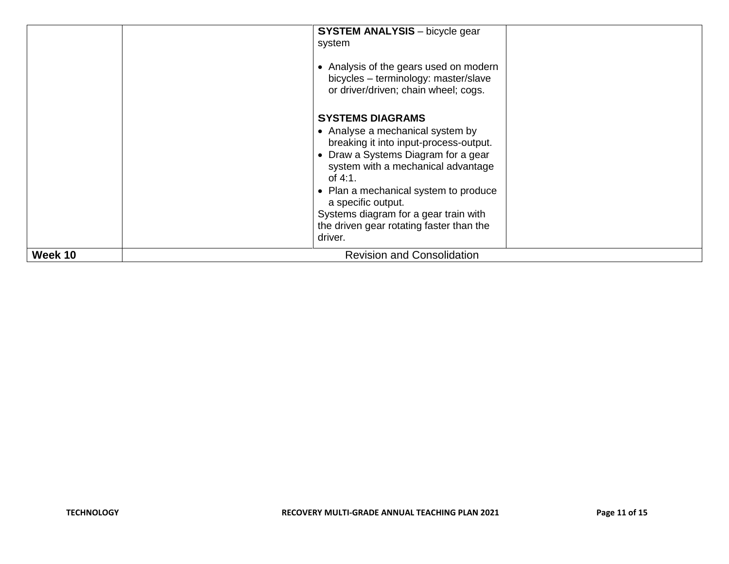| | | | |
|---|---|---|---|
| | | **SYSTEM ANALYSIS** – bicycle gear system<br><br>• Analysis of the gears used on modern bicycles – terminology: master/slave or driver/driven; chain wheel; cogs.<br><br>**SYSTEMS DIAGRAMS**<br>• Analyse a mechanical system by breaking it into input-process-output.<br>• Draw a Systems Diagram for a gear system with a mechanical advantage of 4:1.<br>• Plan a mechanical system to produce a specific output.<br>Systems diagram for a gear train with the driven gear rotating faster than the driver. | |
| **Week 10** | Revision and Consolidation | | |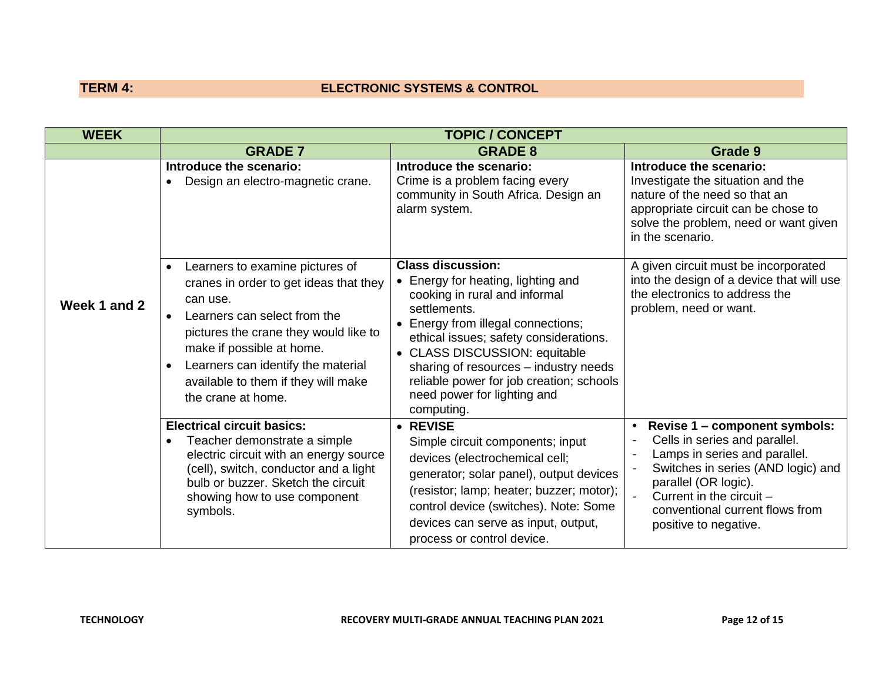**TERM 4:** **ELECTRONIC SYSTEMS & CONTROL**

| WEEK | TOPIC / CONCEPT | | |
|---|---|---|---|
| | **GRADE 7** | **GRADE 8** | **Grade 9** |
| **Week 1 and 2** | **Introduce the scenario:**<br>• Design an electro-magnetic crane. | **Introduce the scenario:**<br>Crime is a problem facing every community in South Africa. Design an alarm system. | **Introduce the scenario:**<br>Investigate the situation and the nature of the need so that an appropriate circuit can be chose to solve the problem, need or want given in the scenario. |
| | • Learners to examine pictures of cranes in order to get ideas that they can use.<br>• Learners can select from the pictures the crane they would like to make if possible at home.<br>• Learners can identify the material available to them if they will make the crane at home. | **Class discussion:**<br>• Energy for heating, lighting and cooking in rural and informal settlements.<br>• Energy from illegal connections; ethical issues; safety considerations.<br>• CLASS DISCUSSION: equitable sharing of resources – industry needs reliable power for job creation; schools need power for lighting and computing. | A given circuit must be incorporated into the design of a device that will use the electronics to address the problem, need or want. |
| | **Electrical circuit basics:**<br>• Teacher demonstrate a simple electric circuit with an energy source (cell), switch, conductor and a light bulb or buzzer. Sketch the circuit showing how to use component symbols. | • **REVISE**<br>Simple circuit components; input devices (electrochemical cell; generator; solar panel), output devices (resistor; lamp; heater; buzzer; motor); control device (switches). Note: Some devices can serve as input, output, process or control device. | • **Revise 1 – component symbols:**<br>- Cells in series and parallel.<br>- Lamps in series and parallel.<br>- Switches in series (AND logic) and parallel (OR logic).<br>- Current in the circuit – conventional current flows from positive to negative. |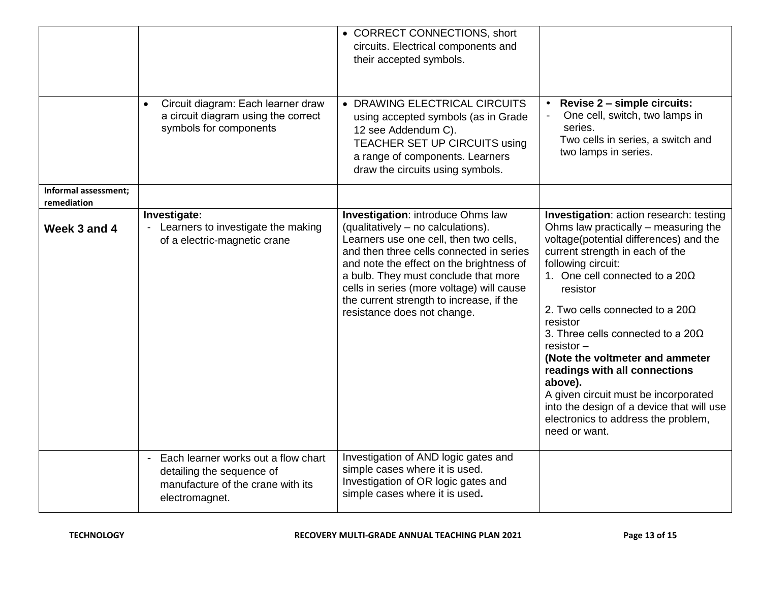| | | | |
|---|---|---|---|
| | | • CORRECT CONNECTIONS, short circuits. Electrical components and their accepted symbols. | |
| | • Circuit diagram: Each learner draw a circuit diagram using the correct symbols for components | • DRAWING ELECTRICAL CIRCUITS using accepted symbols (as in Grade 12 see Addendum C).<br>TEACHER SET UP CIRCUITS using a range of components. Learners draw the circuits using symbols. | • **Revise 2 – simple circuits:**<br>- One cell, switch, two lamps in series.<br>Two cells in series, a switch and two lamps in series. |
| **Informal assessment; remediation** | | | |
| **Week 3 and 4** | **Investigate:**<br>- Learners to investigate the making of a electric-magnetic crane | **Investigation**: introduce Ohms law (qualitatively – no calculations). Learners use one cell, then two cells, and then three cells connected in series and note the effect on the brightness of a bulb. They must conclude that more cells in series (more voltage) will cause the current strength to increase, if the resistance does not change. | **Investigation**: action research: testing Ohms law practically – measuring the voltage(potential differences) and the current strength in each of the following circuit:<br>1. One cell connected to a 20Ω resistor<br>2. Two cells connected to a 20Ω resistor<br>3. Three cells connected to a 20Ω resistor –<br>**(Note the voltmeter and ammeter readings with all connections above).**<br>A given circuit must be incorporated into the design of a device that will use electronics to address the problem, need or want. |
| | - Each learner works out a flow chart detailing the sequence of manufacture of the crane with its electromagnet. | Investigation of AND logic gates and simple cases where it is used.<br>Investigation of OR logic gates and simple cases where it is used**.** | |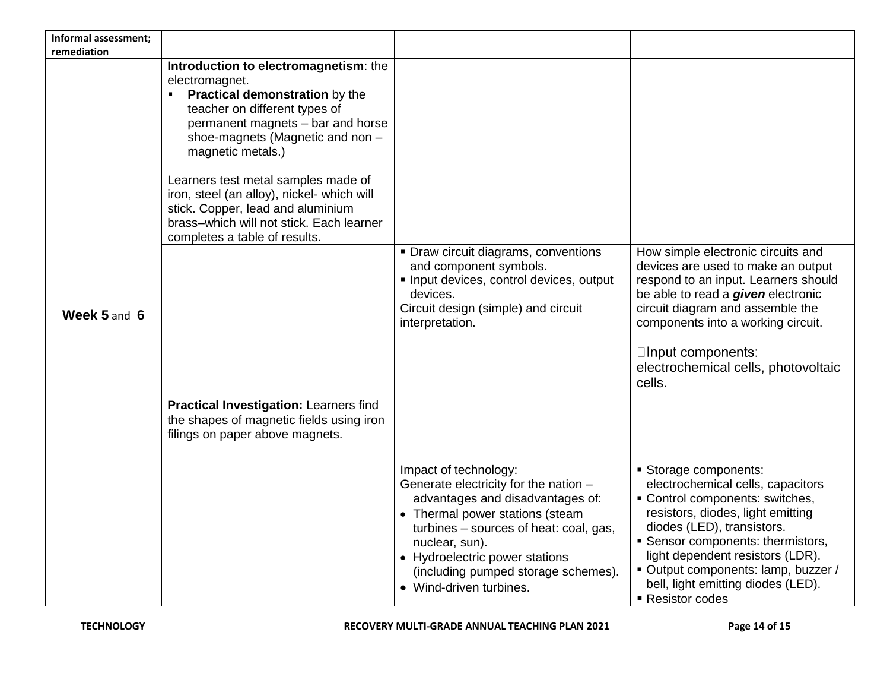| | | | |
|---|---|---|---|
| **Informal assessment; remediation** | | | |
| **Week 5** and **6** | **Introduction to electromagnetism**: the electromagnet.<br>▪ **Practical demonstration** by the teacher on different types of permanent magnets – bar and horse shoe-magnets (Magnetic and non – magnetic metals.)<br><br>Learners test metal samples made of iron, steel (an alloy), nickel- which will stick. Copper, lead and aluminium brass–which will not stick. Each learner completes a table of results. | | |
| | | ▪ Draw circuit diagrams, conventions and component symbols.<br>▪ Input devices, control devices, output devices.<br>Circuit design (simple) and circuit interpretation. | How simple electronic circuits and devices are used to make an output respond to an input. Learners should be able to read a ***given*** electronic circuit diagram and assemble the components into a working circuit.<br><br>Input components: electrochemical cells, photovoltaic cells. |
| | **Practical Investigation:** Learners find the shapes of magnetic fields using iron filings on paper above magnets. | | |
| | | Impact of technology:<br>Generate electricity for the nation – advantages and disadvantages of:<br>• Thermal power stations (steam turbines – sources of heat: coal, gas, nuclear, sun).<br>• Hydroelectric power stations (including pumped storage schemes).<br>• Wind-driven turbines. | ▪ Storage components: electrochemical cells, capacitors<br>▪ Control components: switches, resistors, diodes, light emitting diodes (LED), transistors.<br>▪ Sensor components: thermistors, light dependent resistors (LDR).<br>▪ Output components: lamp, buzzer / bell, light emitting diodes (LED).<br>▪ Resistor codes |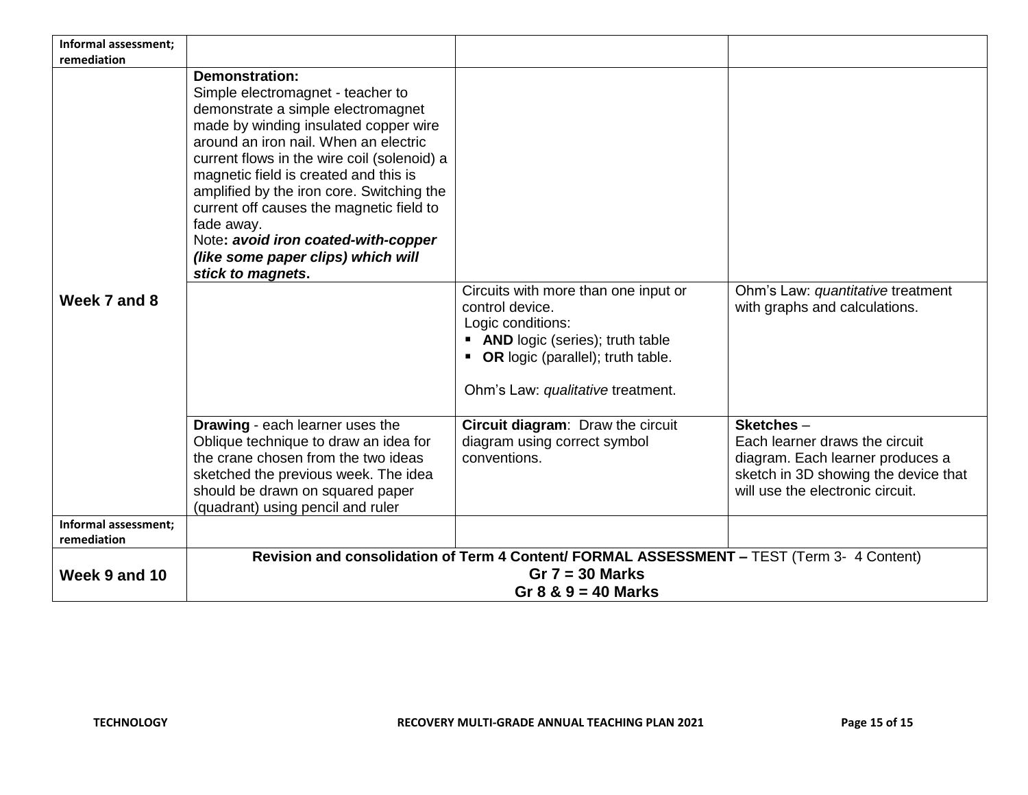| | | | |
|---|---|---|---|
| **Informal assessment; remediation** | | | |
| **Week 7 and 8** | **Demonstration:**<br>Simple electromagnet - teacher to demonstrate a simple electromagnet made by winding insulated copper wire around an iron nail. When an electric current flows in the wire coil (solenoid) a magnetic field is created and this is amplified by the iron core. Switching the current off causes the magnetic field to fade away.<br>Note**: *avoid iron coated-with-copper (like some paper clips) which will stick to magnets*.** | | |
| | | Circuits with more than one input or control device.<br>Logic conditions:<br>▪ **AND** logic (series); truth table<br>▪ **OR** logic (parallel); truth table.<br><br>Ohm's Law: *qualitative* treatment. | Ohm's Law: *quantitative* treatment with graphs and calculations. |
| | **Drawing** - each learner uses the Oblique technique to draw an idea for the crane chosen from the two ideas sketched the previous week. The idea should be drawn on squared paper (quadrant) using pencil and ruler | **Circuit diagram**: Draw the circuit diagram using correct symbol conventions. | **Sketches** –<br>Each learner draws the circuit diagram. Each learner produces a sketch in 3D showing the device that will use the electronic circuit. |
| **Informal assessment; remediation** | | | |
| **Week 9 and 10** | **Revision and consolidation of Term 4 Content/ FORMAL ASSESSMENT –** TEST (Term 3- 4 Content)<br>**Gr 7 = 30 Marks**<br>**Gr 8 & 9 = 40 Marks** | | |